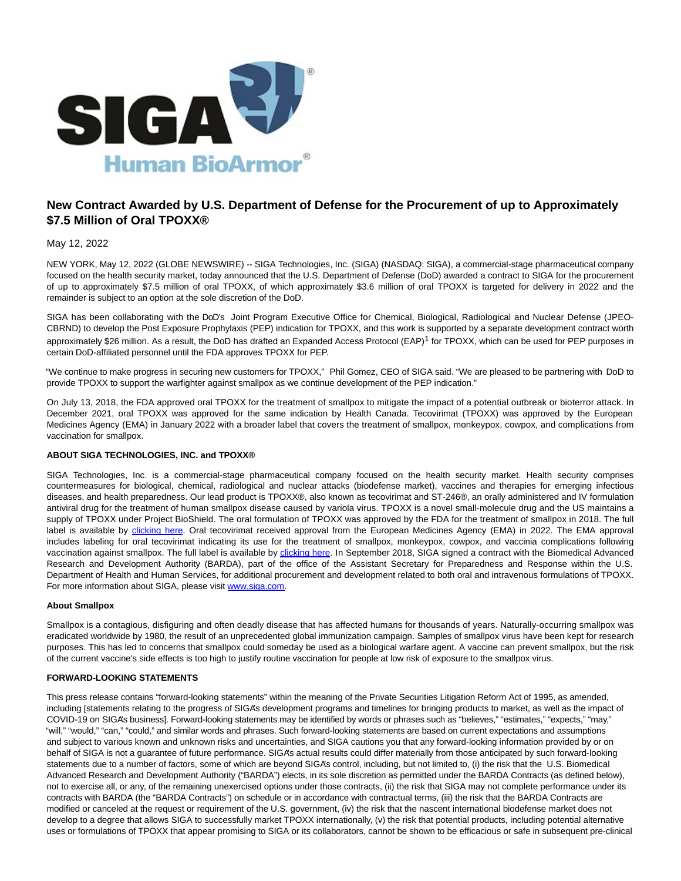# New Contract Awarded by U.S. Department of Defense for the Procurement of up to Approximately $7.5 Million of Oral TPOXX®

May 12, 2022

NEW YORK, May 12, 2022 (GLOBE NEWSWIRE) -- SIGA Technologies, Inc. (SIGA) (NASDAQ: SIGA), a commercial-stage pharmaceutical company focused on the health security market, today announced that the U.S. Department of Defense (DoD) awarded a contract to SIGA for the procurement of up to approximately $7.5 million of oral TPOXX, of which approximately $3.6 million of oral TPOXX is targeted for delivery in 2022 and the remainder is subject to an option at the sole discretion of the DoD.

SIGA has been collaborating with the DoD's Joint Program Executive Office for Chemical, Biological, Radiological and Nuclear Defense (JPEO-CBRND) to develop the Post Exposure Prophylaxis (PEP) indication for TPOXX, and this work is supported by a separate development contract worth approximately $26 million. As a result, the DoD has drafted an Expanded Access Protocol (EAP)[1] for TPOXX, which can be used for PEP purposes in certain DoD-affiliated personnel until the FDA approves TPOXX for PEP.

"We continue to make progress in securing new customers for TPOXX," Phil Gomez, CEO of SIGA said. "We are pleased to be partnering with DoD to provide TPOXX to support the warfighter against smallpox as we continue development of the PEP indication."

On July 13, 2018, the FDA approved oral TPOXX for the treatment of smallpox to mitigate the impact of a potential outbreak or bioterror attack. In December 2021, oral TPOXX was approved for the same indication by Health Canada. Tecovirimat (TPOXX) was approved by the European Medicines Agency (EMA) in January 2022 with a broader label that covers the treatment of smallpox, monkeypox, cowpox, and complications from vaccination for smallpox.

**ABOUT SIGA TECHNOLOGIES, INC. and TPOXX®**

SIGA Technologies, Inc. is a commercial-stage pharmaceutical company focused on the health security market. Health security comprises countermeasures for biological, chemical, radiological and nuclear attacks (biodefense market), vaccines and therapies for emerging infectious diseases, and health preparedness. Our lead product is TPOXX®, also known as tecovirimat and ST-246®, an orally administered and IV formulation antiviral drug for the treatment of human smallpox disease caused by variola virus. TPOXX is a novel small-molecule drug and the US maintains a supply of TPOXX under Project BioShield. The oral formulation of TPOXX was approved by the FDA for the treatment of smallpox in 2018. The full label is available by clicking here. Oral tecovirimat received approval from the European Medicines Agency (EMA) in 2022. The EMA approval includes labeling for oral tecovirimat indicating its use for the treatment of smallpox, monkeypox, cowpox, and vaccinia complications following vaccination against smallpox. The full label is available by clicking here. In September 2018, SIGA signed a contract with the Biomedical Advanced Research and Development Authority (BARDA), part of the office of the Assistant Secretary for Preparedness and Response within the U.S. Department of Health and Human Services, for additional procurement and development related to both oral and intravenous formulations of TPOXX. For more information about SIGA, please visit www.siga.com.

**About Smallpox**

Smallpox is a contagious, disfiguring and often deadly disease that has affected humans for thousands of years. Naturally-occurring smallpox was eradicated worldwide by 1980, the result of an unprecedented global immunization campaign. Samples of smallpox virus have been kept for research purposes. This has led to concerns that smallpox could someday be used as a biological warfare agent. A vaccine can prevent smallpox, but the risk of the current vaccine's side effects is too high to justify routine vaccination for people at low risk of exposure to the smallpox virus.

**FORWARD-LOOKING STATEMENTS**

This press release contains "forward-looking statements" within the meaning of the Private Securities Litigation Reform Act of 1995, as amended, including [statements relating to the progress of SIGA's development programs and timelines for bringing products to market, as well as the impact of COVID-19 on SIGA's business]. Forward-looking statements may be identified by words or phrases such as "believes," "estimates," "expects," "may," "will," "would," "can," "could," and similar words and phrases. Such forward-looking statements are based on current expectations and assumptions and subject to various known and unknown risks and uncertainties, and SIGA cautions you that any forward-looking information provided by or on behalf of SIGA is not a guarantee of future performance. SIGA's actual results could differ materially from those anticipated by such forward-looking statements due to a number of factors, some of which are beyond SIGA's control, including, but not limited to, (i) the risk that the U.S. Biomedical Advanced Research and Development Authority ("BARDA") elects, in its sole discretion as permitted under the BARDA Contracts (as defined below), not to exercise all, or any, of the remaining unexercised options under those contracts, (ii) the risk that SIGA may not complete performance under its contracts with BARDA (the "BARDA Contracts") on schedule or in accordance with contractual terms, (iii) the risk that the BARDA Contracts are modified or canceled at the request or requirement of the U.S. government, (iv) the risk that the nascent international biodefense market does not develop to a degree that allows SIGA to successfully market TPOXX internationally, (v) the risk that potential products, including potential alternative uses or formulations of TPOXX that appear promising to SIGA or its collaborators, cannot be shown to be efficacious or safe in subsequent pre-clinical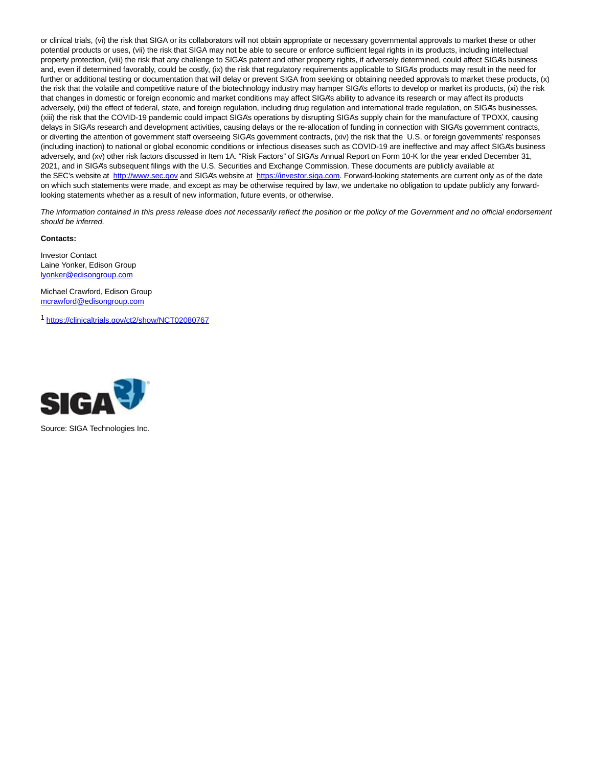or clinical trials, (vi) the risk that SIGA or its collaborators will not obtain appropriate or necessary governmental approvals to market these or other potential products or uses, (vii) the risk that SIGA may not be able to secure or enforce sufficient legal rights in its products, including intellectual property protection, (viii) the risk that any challenge to SIGA's patent and other property rights, if adversely determined, could affect SIGA's business and, even if determined favorably, could be costly, (ix) the risk that regulatory requirements applicable to SIGA's products may result in the need for further or additional testing or documentation that will delay or prevent SIGA from seeking or obtaining needed approvals to market these products, (x) the risk that the volatile and competitive nature of the biotechnology industry may hamper SIGA's efforts to develop or market its products, (xi) the risk that changes in domestic or foreign economic and market conditions may affect SIGA's ability to advance its research or may affect its products adversely, (xii) the effect of federal, state, and foreign regulation, including drug regulation and international trade regulation, on SIGA's businesses, (xiii) the risk that the COVID-19 pandemic could impact SIGA's operations by disrupting SIGA's supply chain for the manufacture of TPOXX, causing delays in SIGA's research and development activities, causing delays or the re-allocation of funding in connection with SIGA's government contracts, or diverting the attention of government staff overseeing SIGA's government contracts, (xiv) the risk that the U.S. or foreign governments' responses (including inaction) to national or global economic conditions or infectious diseases such as COVID-19 are ineffective and may affect SIGA's business adversely, and (xv) other risk factors discussed in Item 1A. "Risk Factors" of SIGA's Annual Report on Form 10-K for the year ended December 31, 2021, and in SIGA's subsequent filings with the U.S. Securities and Exchange Commission. These documents are publicly available at the SEC's website at http://www.sec.gov and SIGA's website at https://investor.siga.com. Forward-looking statements are current only as of the date on which such statements were made, and except as may be otherwise required by law, we undertake no obligation to update publicly any forward-looking statements whether as a result of new information, future events, or otherwise.

*The information contained in this press release does not necessarily reflect the position or the policy of the Government and no official endorsement should be inferred.*

**Contacts:**

Investor Contact
Laine Yonker, Edison Group
lyonker@edisongroup.com

Michael Crawford, Edison Group
mcrawford@edisongroup.com

[1] https://clinicaltrials.gov/ct2/show/NCT02080767

Source: SIGA Technologies Inc.